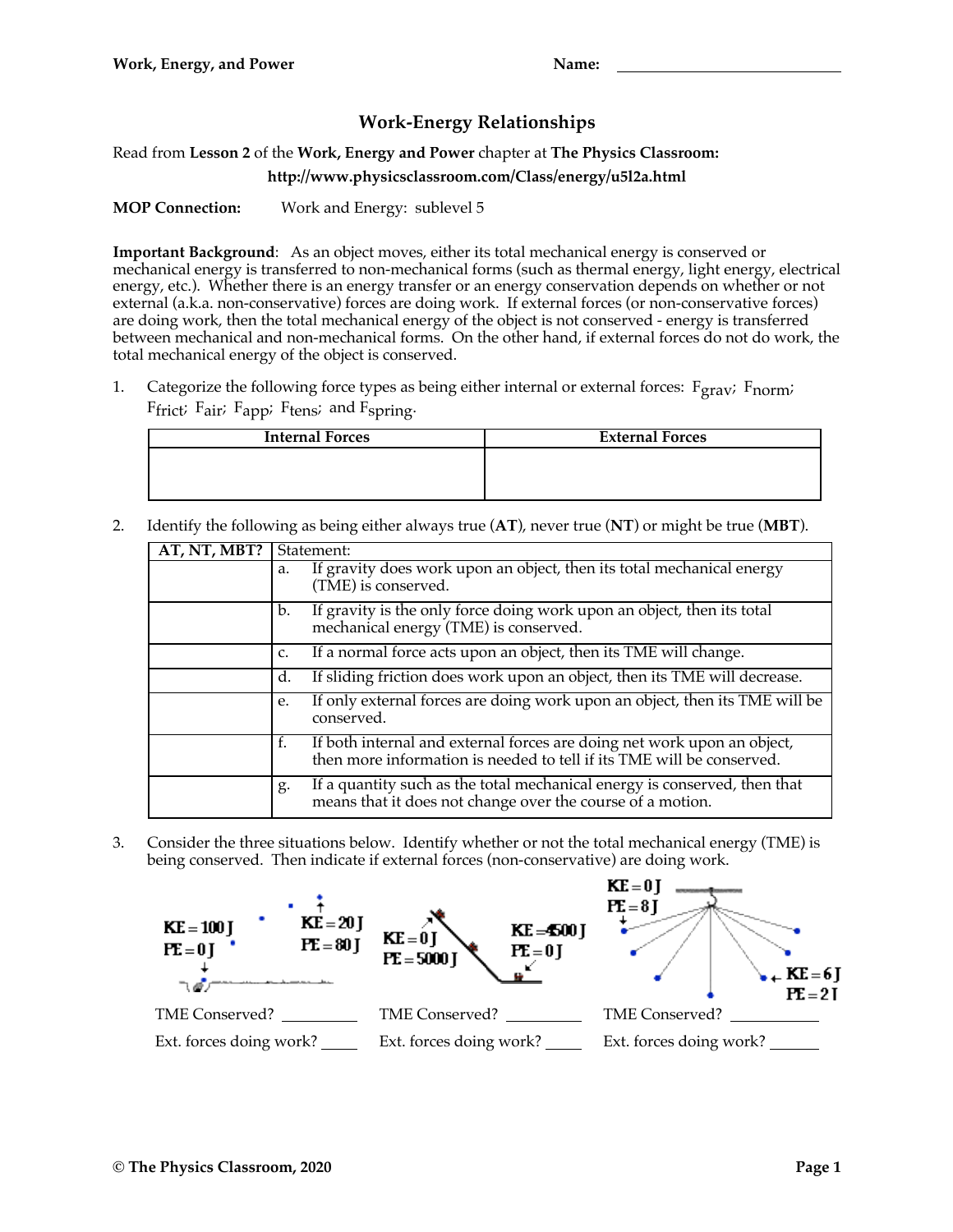## Work-Energy Relationships

Read from **Lesson 2** of the **Work, Energy and Power** chapter at **The Physics Classroom:**

**http://www.physicsclassroom.com/Class/energy/u5l2a.html**

**MOP Connection:** Work and Energy: sublevel 5

**Important Background**: As an object moves, either its total mechanical energy is conserved or mechanical energy is transferred to non-mechanical forms (such as thermal energy, light energy, electrical energy, etc.). Whether there is an energy transfer or an energy conservation depends on whether or not external (a.k.a. non-conservative) forces are doing work. If external forces (or non-conservative forces) are doing work, then the total mechanical energy of the object is not conserved - energy is transferred between mechanical and non-mechanical forms. On the other hand, if external forces do not do work, the total mechanical energy of the object is conserved.

1. Categorize the following force types as being either internal or external forces: $F_{grav}$; $F_{norm}$; $F_{frict}$; $F_{air}$; $F_{app}$; $F_{tens}$; and $F_{spring}$.

| Internal Forces | External Forces |
| --- | --- |
| | |

2. Identify the following as being either always true (**AT**), never true (**NT**) or might be true (**MBT**).

| AT, NT, MBT? | Statement: |
| --- | --- |
| | a. If gravity does work upon an object, then its total mechanical energy (TME) is conserved. |
| | b. If gravity is the only force doing work upon an object, then its total mechanical energy (TME) is conserved. |
| | c. If a normal force acts upon an object, then its TME will change. |
| | d. If sliding friction does work upon an object, then its TME will decrease. |
| | e. If only external forces are doing work upon an object, then its TME will be conserved. |
| | f. If both internal and external forces are doing net work upon an object, then more information is needed to tell if its TME will be conserved. |
| | g. If a quantity such as the total mechanical energy is conserved, then that means that it does not change over the course of a motion. |

3. Consider the three situations below. Identify whether or not the total mechanical energy (TME) is being conserved. Then indicate if external forces (non-conservative) are doing work.

KE = 100 J, PE = 0 J; KE = 20 J, PE = 80 J

TME Conserved? __________

Ext. forces doing work? _____

KE = 0 J, PE = 5000 J; KE = 4500 J, PE = 0 J

TME Conserved? __________

Ext. forces doing work? _____

KE = 0 J, PE = 8 J; KE = 6 J, PE = 2 J

TME Conserved? __________

Ext. forces doing work? _____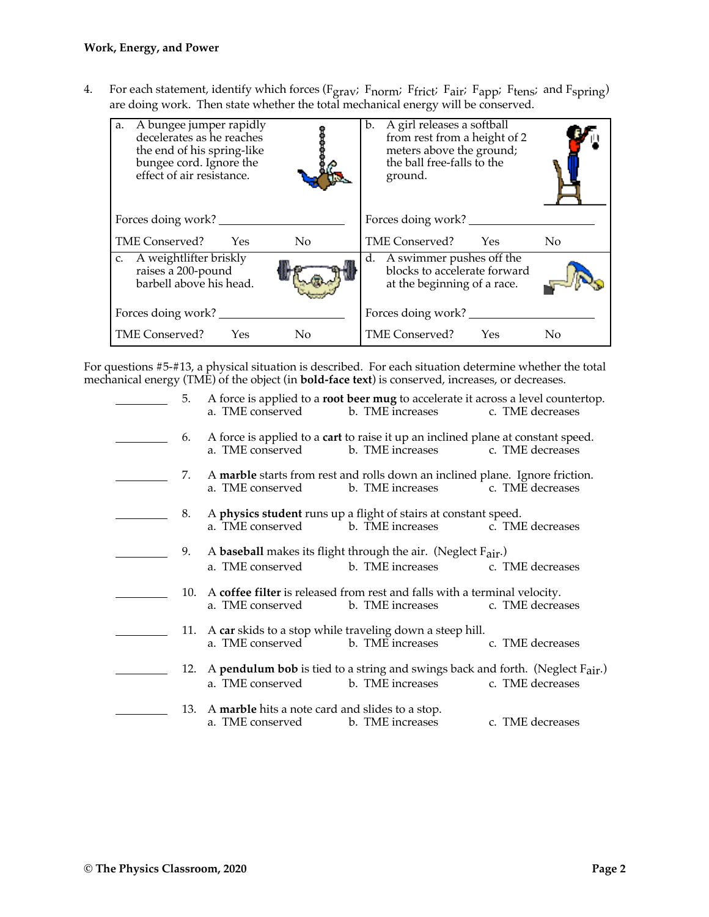**Work, Energy, and Power**

4. For each statement, identify which forces ($F_{grav}$; $F_{norm}$; $F_{frict}$; $F_{air}$; $F_{app}$; $F_{tens}$; and $F_{spring}$) are doing work. Then state whether the total mechanical energy will be conserved.

| | |
|---|---|
| a. A bungee jumper rapidly decelerates as he reaches the end of his spring-like bungee cord. Ignore the effect of air resistance.<br><br>Forces doing work? ____________<br><br>TME Conserved? Yes No | b. A girl releases a softball from rest from a height of 2 meters above the ground; the ball free-falls to the ground.<br><br>Forces doing work? ____________<br><br>TME Conserved? Yes No |
| c. A weightlifter briskly raises a 200-pound barbell above his head.<br><br>Forces doing work? ____________<br><br>TME Conserved? Yes No | d. A swimmer pushes off the blocks to accelerate forward at the beginning of a race.<br><br>Forces doing work? ____________<br><br>TME Conserved? Yes No |

For questions #5-#13, a physical situation is described. For each situation determine whether the total mechanical energy (TME) of the object (in **bold-face text**) is conserved, increases, or decreases.

_______ 5. A force is applied to a **root beer mug** to accelerate it across a level countertop.
a. TME conserved b. TME increases c. TME decreases

_______ 6. A force is applied to a **cart** to raise it up an inclined plane at constant speed.
a. TME conserved b. TME increases c. TME decreases

_______ 7. A **marble** starts from rest and rolls down an inclined plane. Ignore friction.
a. TME conserved b. TME increases c. TME decreases

_______ 8. A **physics student** runs up a flight of stairs at constant speed.
a. TME conserved b. TME increases c. TME decreases

_______ 9. A **baseball** makes its flight through the air. (Neglect $F_{air}$.)
a. TME conserved b. TME increases c. TME decreases

_______ 10. A **coffee filter** is released from rest and falls with a terminal velocity.
a. TME conserved b. TME increases c. TME decreases

_______ 11. A **car** skids to a stop while traveling down a steep hill.
a. TME conserved b. TME increases c. TME decreases

_______ 12. A **pendulum bob** is tied to a string and swings back and forth. (Neglect $F_{air}$.)
a. TME conserved b. TME increases c. TME decreases

_______ 13. A **marble** hits a note card and slides to a stop.
a. TME conserved b. TME increases c. TME decreases

© The Physics Classroom, 2020